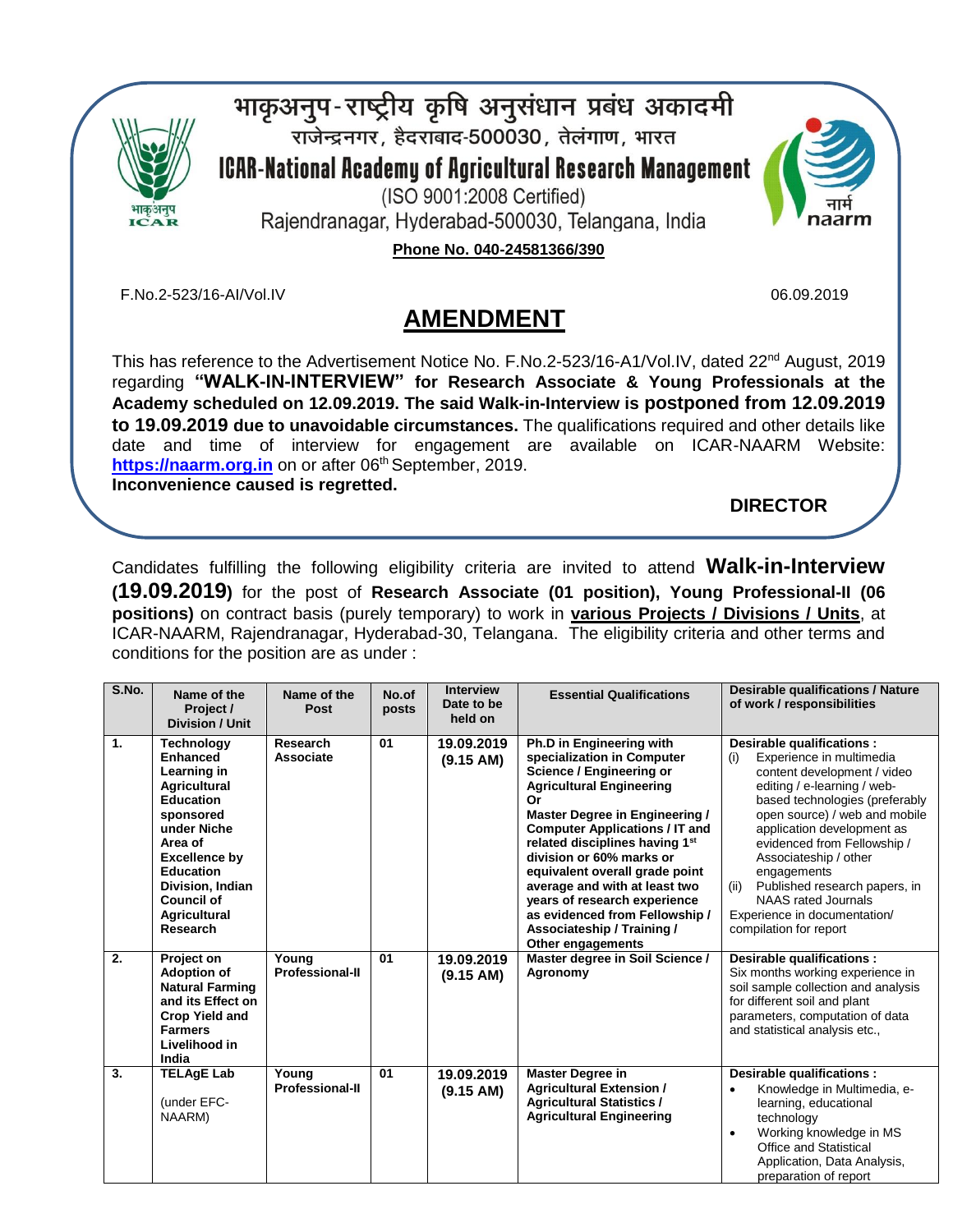भाकृअनुप-राष्ट्रीय कृषि अनुसंधान प्रबंध अकादमी

राजेन्द्रनगर, हैदराबाद-500030, तेलंगाण, भारत

# ICAR-National Academy of Agricultural Research Management

(ISO 9001:2008 Certified)

Rajendranagar, Hyderabad-500030, Telangana, India

**Phone No. 040-24581366/390**

F.No.2-523/16-AI/Vol.IV 06.09.2019

## AMENDMENT

This has reference to the Advertisement Notice No. F.No.2-523/16-A1/Vol.IV, dated 22nd August, 2019 regarding **"WALK-IN-INTERVIEW" for Research Associate & Young Professionals at the Academy scheduled on 12.09.2019. The said Walk-in-Interview is postponed from 12.09.2019 to 19.09.2019 due to unavoidable circumstances.** The qualifications required and other details like date and time of interview for engagement are available on ICAR-NAARM Website: **https://naarm.org.in** on or after 06th September, 2019.

**Inconvenience caused is regretted.**

**DIRECTOR**

Candidates fulfilling the following eligibility criteria are invited to attend **Walk-in-Interview (19.09.2019)** for the post of **Research Associate (01 position), Young Professional-II (06 positions)** on contract basis (purely temporary) to work in **various Projects / Divisions / Units**, at ICAR-NAARM, Rajendranagar, Hyderabad-30, Telangana. The eligibility criteria and other terms and conditions for the position are as under :

| S.No. | Name of the Project / Division / Unit | Name of the Post | No.of posts | Interview Date to be held on | Essential Qualifications | Desirable qualifications / Nature of work / responsibilities |
|---|---|---|---|---|---|---|
| 1. | **Technology Enhanced Learning in Agricultural Education sponsored under Niche Area of Excellence by Education Division, Indian Council of Agricultural Research** | **Research Associate** | 01 | 19.09.2019 (9.15 AM) | **Ph.D in Engineering with specialization in Computer Science / Engineering or Agricultural Engineering Or Master Degree in Engineering / Computer Applications / IT and related disciplines having 1st division or 60% marks or equivalent overall grade point average and with at least two years of research experience as evidenced from Fellowship / Associateship / Training / Other engagements** | **Desirable qualifications :** (i) Experience in multimedia content development / video editing / e-learning / web-based technologies (preferably open source) / web and mobile application development as evidenced from Fellowship / Associateship / other engagements (ii) Published research papers, in NAAS rated Journals Experience in documentation/ compilation for report |
| 2. | **Project on Adoption of Natural Farming and its Effect on Crop Yield and Farmers Livelihood in India** | **Young Professional-II** | 01 | 19.09.2019 (9.15 AM) | **Master degree in Soil Science / Agronomy** | **Desirable qualifications :** Six months working experience in soil sample collection and analysis for different soil and plant parameters, computation of data and statistical analysis etc., |
| 3. | **TELAgE Lab** (under EFC-NAARM) | **Young Professional-II** | 01 | 19.09.2019 (9.15 AM) | **Master Degree in Agricultural Extension / Agricultural Statistics / Agricultural Engineering** | **Desirable qualifications :** • Knowledge in Multimedia, e-learning, educational technology • Working knowledge in MS Office and Statistical Application, Data Analysis, preparation of report |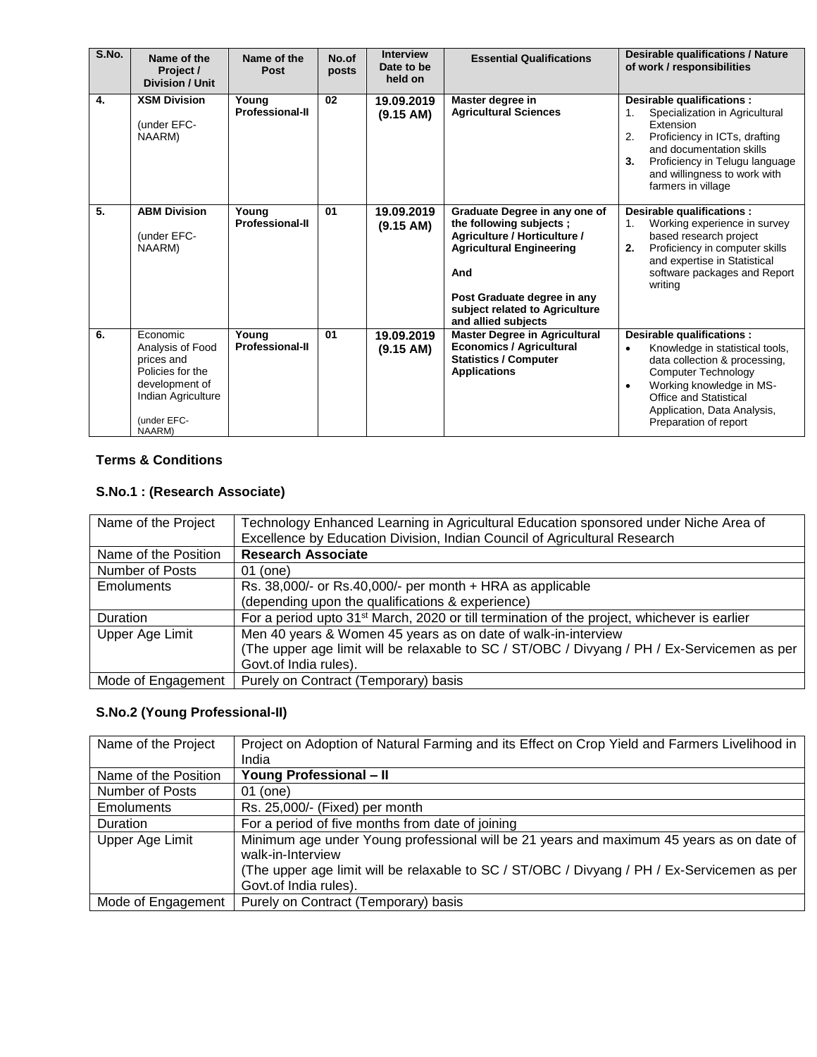| S.No. | Name of the Project / Division / Unit | Name of the Post | No.of posts | Interview Date to be held on | Essential Qualifications | Desirable qualifications / Nature of work / responsibilities |
|---|---|---|---|---|---|---|
| 4. | **XSM Division**<br><br>(under EFC-NAARM) | **Young Professional-II** | **02** | **19.09.2019 (9.15 AM)** | **Master degree in Agricultural Sciences** | **Desirable qualifications :**<br>1. Specialization in Agricultural Extension<br>2. Proficiency in ICTs, drafting and documentation skills<br>**3.** Proficiency in Telugu language and willingness to work with farmers in village |
| 5. | **ABM Division**<br><br>(under EFC-NAARM) | **Young Professional-II** | **01** | **19.09.2019 (9.15 AM)** | **Graduate Degree in any one of the following subjects ; Agriculture / Horticulture / Agricultural Engineering**<br><br>**And**<br><br>**Post Graduate degree in any subject related to Agriculture and allied subjects** | **Desirable qualifications :**<br>1. Working experience in survey based research project<br>**2.** Proficiency in computer skills and expertise in Statistical software packages and Report writing |
| 6. | Economic Analysis of Food prices and Policies for the development of Indian Agriculture<br><br>(under EFC-NAARM) | **Young Professional-II** | **01** | **19.09.2019 (9.15 AM)** | **Master Degree in Agricultural Economics / Agricultural Statistics / Computer Applications** | **Desirable qualifications :**<br>• Knowledge in statistical tools, data collection & processing, Computer Technology<br>• Working knowledge in MS-Office and Statistical Application, Data Analysis, Preparation of report |

**Terms & Conditions**

**S.No.1 : (Research Associate)**

| Name of the Project | Technology Enhanced Learning in Agricultural Education sponsored under Niche Area of Excellence by Education Division, Indian Council of Agricultural Research |
|---|---|
| Name of the Position | **Research Associate** |
| Number of Posts | 01 (one) |
| Emoluments | Rs. 38,000/- or Rs.40,000/- per month + HRA as applicable<br>(depending upon the qualifications & experience) |
| Duration | For a period upto 31st March, 2020 or till termination of the project, whichever is earlier |
| Upper Age Limit | Men 40 years & Women 45 years as on date of walk-in-interview<br>(The upper age limit will be relaxable to SC / ST/OBC / Divyang / PH / Ex-Servicemen as per Govt.of India rules). |
| Mode of Engagement | Purely on Contract (Temporary) basis |

**S.No.2 (Young Professional-II)**

| Name of the Project | Project on Adoption of Natural Farming and its Effect on Crop Yield and Farmers Livelihood in India |
|---|---|
| Name of the Position | **Young Professional – II** |
| Number of Posts | 01 (one) |
| Emoluments | Rs. 25,000/- (Fixed) per month |
| Duration | For a period of five months from date of joining |
| Upper Age Limit | Minimum age under Young professional will be 21 years and maximum 45 years as on date of walk-in-Interview<br>(The upper age limit will be relaxable to SC / ST/OBC / Divyang / PH / Ex-Servicemen as per Govt.of India rules). |
| Mode of Engagement | Purely on Contract (Temporary) basis |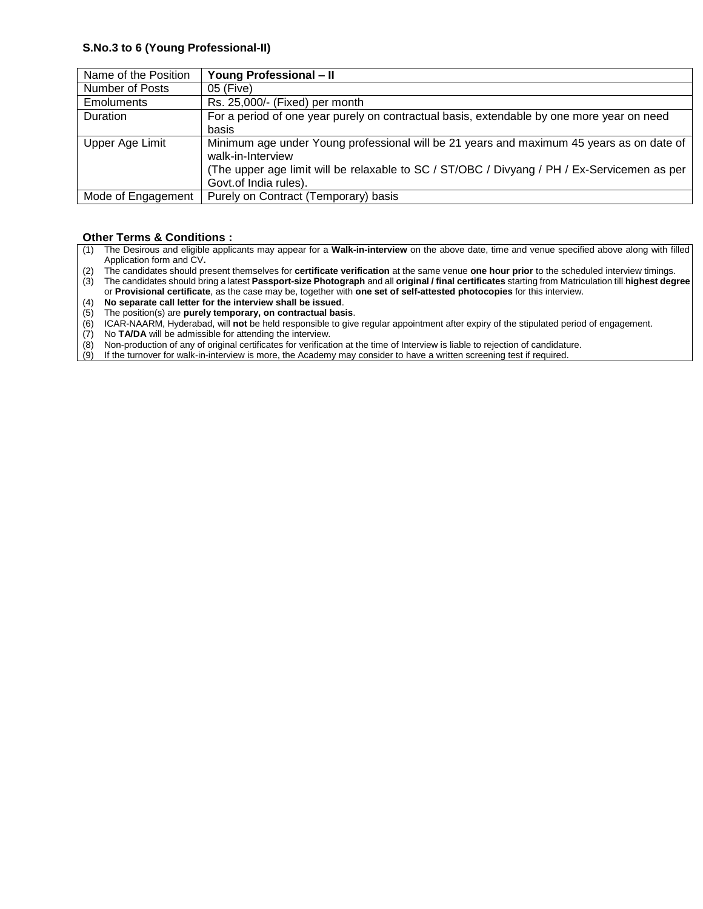**S.No.3 to 6 (Young Professional-II)**

| Name of the Position | **Young Professional – II** |
|---|---|
| Number of Posts | 05 (Five) |
| Emoluments | Rs. 25,000/- (Fixed) per month |
| Duration | For a period of one year purely on contractual basis, extendable by one more year on need basis |
| Upper Age Limit | Minimum age under Young professional will be 21 years and maximum 45 years as on date of walk-in-Interview<br>(The upper age limit will be relaxable to SC / ST/OBC / Divyang / PH / Ex-Servicemen as per Govt.of India rules). |
| Mode of Engagement | Purely on Contract (Temporary) basis |

**Other Terms & Conditions :**

(1) The Desirous and eligible applicants may appear for a **Walk-in-interview** on the above date, time and venue specified above along with filled Application form and CV**.**

(2) The candidates should present themselves for **certificate verification** at the same venue **one hour prior** to the scheduled interview timings.

(3) The candidates should bring a latest **Passport-size Photograph** and all **original / final certificates** starting from Matriculation till **highest degree** or **Provisional certificate**, as the case may be, together with **one set of self-attested photocopies** for this interview.

(4) **No separate call letter for the interview shall be issued**.

(5) The position(s) are **purely temporary, on contractual basis**.

(6) ICAR-NAARM, Hyderabad, will **not** be held responsible to give regular appointment after expiry of the stipulated period of engagement.

(7) No **TA/DA** will be admissible for attending the interview.

(8) Non-production of any of original certificates for verification at the time of Interview is liable to rejection of candidature.

(9) If the turnover for walk-in-interview is more, the Academy may consider to have a written screening test if required.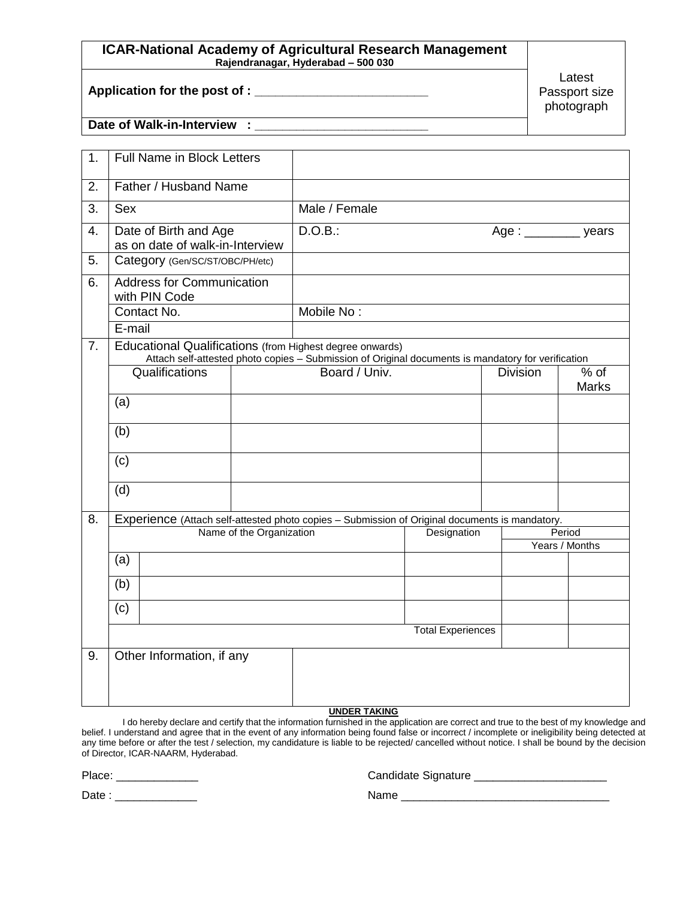| ICAR-National Academy of Agricultural Research Management<br>Rajendranagar, Hyderabad – 500 030 | Latest Passport size photograph |
|---|---|
| **Application for the post of :** ________________________ | |
| **Date of Walk-in-Interview :** ________________________ | |

| | | | | | |
|---|---|---|---|---|---|
| 1. | Full Name in Block Letters | | | | |
| 2. | Father / Husband Name | | | | |
| 3. | Sex | Male / Female | | | |
| 4. | Date of Birth and Age as on date of walk-in-Interview | D.O.B.: | | Age : ________ years | |
| 5. | Category (Gen/SC/ST/OBC/PH/etc) | | | | |
| 6. | Address for Communication with PIN Code | | | | |
| | Contact No. | Mobile No : | | | |
| | E-mail | | | | |
| 7. | Educational Qualifications (from Highest degree onwards)<br>Attach self-attested photo copies – Submission of Original documents is mandatory for verification | | | | |
| | Qualifications | Board / Univ. | | Division | % of Marks |
| | (a) | | | | |
| | (b) | | | | |
| | (c) | | | | |
| | (d) | | | | |

| | | | | | |
|---|---|---|---|---|---|
| 8. | Experience (Attach self-attested photo copies – Submission of Original documents is mandatory. | | | | |
| | Name of the Organization | | Designation | Period | |
| | | | | Years | Months |
| | (a) | | | | |
| | (b) | | | | |
| | (c) | | | | |
| | | | Total Experiences | | |
| 9. | Other Information, if any | | | | |

**UNDER TAKING**

I do hereby declare and certify that the information furnished in the application are correct and true to the best of my knowledge and belief. I understand and agree that in the event of any information being found false or incorrect / incomplete or ineligibility being detected at any time before or after the test / selection, my candidature is liable to be rejected/ cancelled without notice. I shall be bound by the decision of Director, ICAR-NAARM, Hyderabad.

Place: _____________ Candidate Signature _____________________

Date : _____________ Name _________________________________